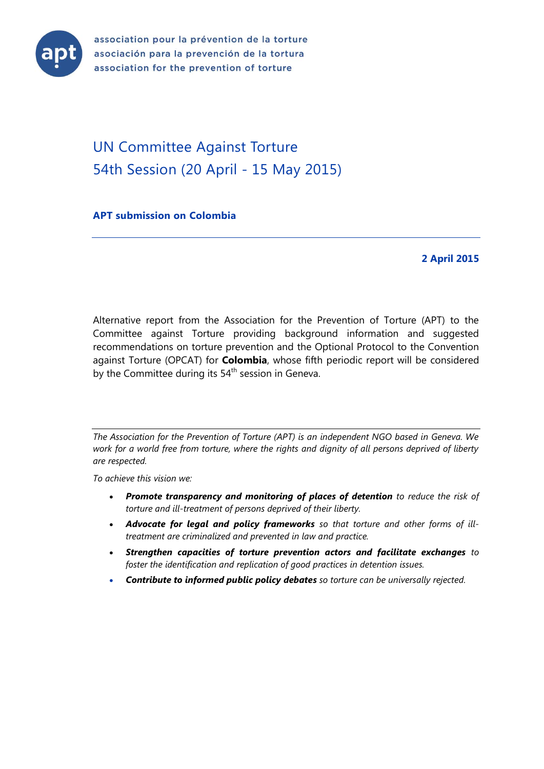association pour la prévention de la torture
asociación para la prevención de la tortura
association for the prevention of torture

# UN Committee Against Torture
# 54th Session (20 April - 15 May 2015)

## APT submission on Colombia

**2 April 2015**

Alternative report from the Association for the Prevention of Torture (APT) to the Committee against Torture providing background information and suggested recommendations on torture prevention and the Optional Protocol to the Convention against Torture (OPCAT) for **Colombia**, whose fifth periodic report will be considered by the Committee during its 54th session in Geneva.

*The Association for the Prevention of Torture (APT) is an independent NGO based in Geneva. We work for a world free from torture, where the rights and dignity of all persons deprived of liberty are respected.*

*To achieve this vision we:*

- ***Promote transparency and monitoring of places of detention*** *to reduce the risk of torture and ill-treatment of persons deprived of their liberty.*
- ***Advocate for legal and policy frameworks*** *so that torture and other forms of ill-treatment are criminalized and prevented in law and practice.*
- ***Strengthen capacities of torture prevention actors and facilitate exchanges*** *to foster the identification and replication of good practices in detention issues.*
- ***Contribute to informed public policy debates*** *so torture can be universally rejected.*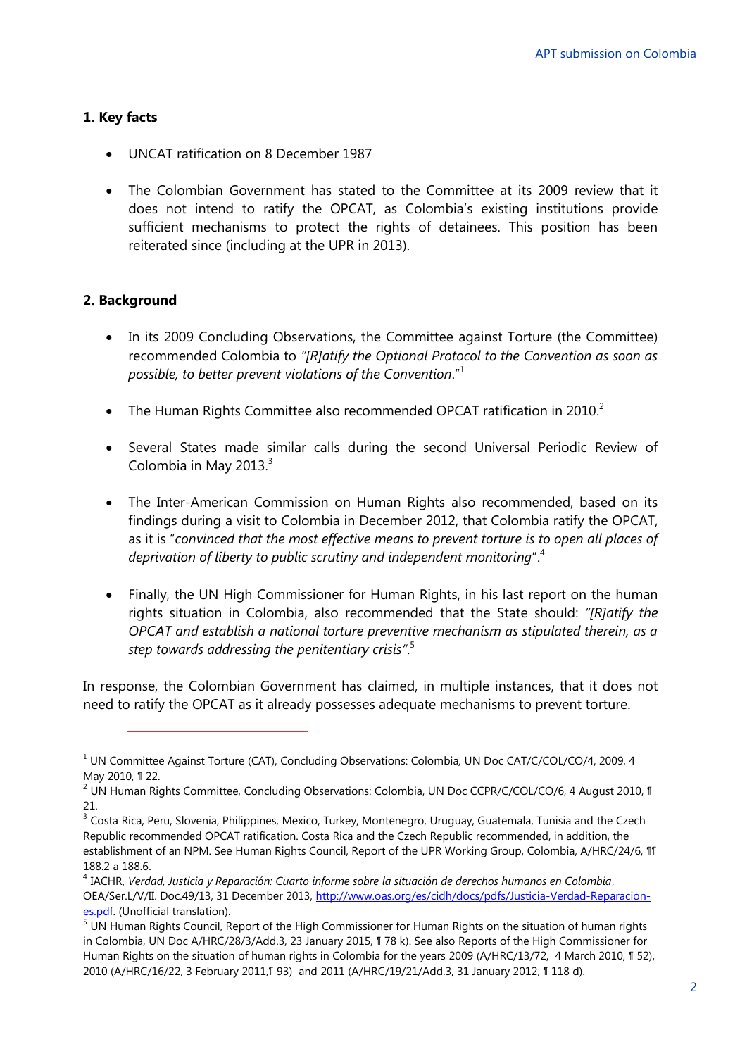## 1. Key facts

- UNCAT ratification on 8 December 1987
- The Colombian Government has stated to the Committee at its 2009 review that it does not intend to ratify the OPCAT, as Colombia's existing institutions provide sufficient mechanisms to protect the rights of detainees. This position has been reiterated since (including at the UPR in 2013).

## 2. Background

- In its 2009 Concluding Observations, the Committee against Torture (the Committee) recommended Colombia to *"[R]atify the Optional Protocol to the Convention as soon as possible, to better prevent violations of the Convention.*"[1]
- The Human Rights Committee also recommended OPCAT ratification in 2010.[2]
- Several States made similar calls during the second Universal Periodic Review of Colombia in May 2013.[3]
- The Inter-American Commission on Human Rights also recommended, based on its findings during a visit to Colombia in December 2012, that Colombia ratify the OPCAT, as it is "*convinced that the most effective means to prevent torture is to open all places of deprivation of liberty to public scrutiny and independent monitoring*".[4]
- Finally, the UN High Commissioner for Human Rights, in his last report on the human rights situation in Colombia, also recommended that the State should: *"[R]atify the OPCAT and establish a national torture preventive mechanism as stipulated therein, as a step towards addressing the penitentiary crisis"*.[5]

In response, the Colombian Government has claimed, in multiple instances, that it does not need to ratify the OPCAT as it already possesses adequate mechanisms to prevent torture.

---

[1] UN Committee Against Torture (CAT), Concluding Observations: Colombia, UN Doc CAT/C/COL/CO/4, 2009, 4 May 2010, ¶ 22.

[2] UN Human Rights Committee, Concluding Observations: Colombia, UN Doc CCPR/C/COL/CO/6, 4 August 2010, ¶ 21.

[3] Costa Rica, Peru, Slovenia, Philippines, Mexico, Turkey, Montenegro, Uruguay, Guatemala, Tunisia and the Czech Republic recommended OPCAT ratification. Costa Rica and the Czech Republic recommended, in addition, the establishment of an NPM. See Human Rights Council, Report of the UPR Working Group, Colombia, A/HRC/24/6, ¶¶ 188.2 a 188.6.

[4] IACHR, *Verdad, Justicia y Reparación: Cuarto informe sobre la situación de derechos humanos en Colombia*, OEA/Ser.L/V/II. Doc.49/13, 31 December 2013, http://www.oas.org/es/cidh/docs/pdfs/Justicia-Verdad-Reparacion-es.pdf. (Unofficial translation).

[5] UN Human Rights Council, Report of the High Commissioner for Human Rights on the situation of human rights in Colombia, UN Doc A/HRC/28/3/Add.3, 23 January 2015, ¶ 78 k). See also Reports of the High Commissioner for Human Rights on the situation of human rights in Colombia for the years 2009 (A/HRC/13/72, 4 March 2010, ¶ 52), 2010 (A/HRC/16/22, 3 February 2011,¶ 93) and 2011 (A/HRC/19/21/Add.3, 31 January 2012, ¶ 118 d).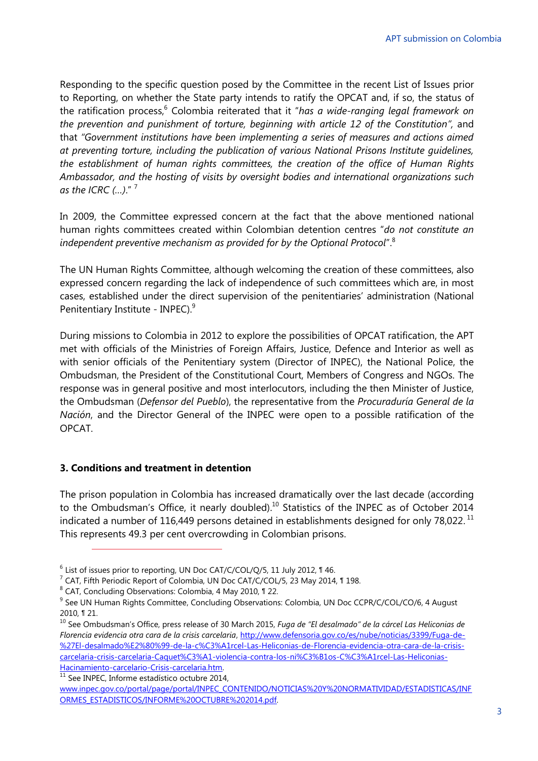Responding to the specific question posed by the Committee in the recent List of Issues prior to Reporting, on whether the State party intends to ratify the OPCAT and, if so, the status of the ratification process,[6] Colombia reiterated that it "*has a wide-ranging legal framework on the prevention and punishment of torture, beginning with article 12 of the Constitution",* and that *"Government institutions have been implementing a series of measures and actions aimed at preventing torture, including the publication of various National Prisons Institute guidelines, the establishment of human rights committees, the creation of the office of Human Rights Ambassador, and the hosting of visits by oversight bodies and international organizations such as the ICRC (…)*." [7]

In 2009, the Committee expressed concern at the fact that the above mentioned national human rights committees created within Colombian detention centres "*do not constitute an independent preventive mechanism as provided for by the Optional Protocol*".[8]

The UN Human Rights Committee, although welcoming the creation of these committees, also expressed concern regarding the lack of independence of such committees which are, in most cases, established under the direct supervision of the penitentiaries' administration (National Penitentiary Institute - INPEC).[9]

During missions to Colombia in 2012 to explore the possibilities of OPCAT ratification, the APT met with officials of the Ministries of Foreign Affairs, Justice, Defence and Interior as well as with senior officials of the Penitentiary system (Director of INPEC), the National Police, the Ombudsman, the President of the Constitutional Court, Members of Congress and NGOs. The response was in general positive and most interlocutors, including the then Minister of Justice, the Ombudsman (*Defensor del Pueblo*), the representative from the *Procuraduría General de la Nación*, and the Director General of the INPEC were open to a possible ratification of the OPCAT.

## 3. Conditions and treatment in detention

The prison population in Colombia has increased dramatically over the last decade (according to the Ombudsman's Office, it nearly doubled).[10] Statistics of the INPEC as of October 2014 indicated a number of 116,449 persons detained in establishments designed for only 78,022.[11] This represents 49.3 per cent overcrowding in Colombian prisons.

---

[6] List of issues prior to reporting, UN Doc CAT/C/COL/Q/5, 11 July 2012, ¶ 46.

[7] CAT, Fifth Periodic Report of Colombia, UN Doc CAT/C/COL/5, 23 May 2014, ¶ 198.

[8] CAT, Concluding Observations: Colombia, 4 May 2010, ¶ 22.

[9] See UN Human Rights Committee, Concluding Observations: Colombia, UN Doc CCPR/C/COL/CO/6, 4 August 2010, ¶ 21.

[10] See Ombudsman's Office, press release of 30 March 2015, *Fuga de "El desalmado" de la cárcel Las Heliconias de Florencia evidencia otra cara de la crisis carcelaria*, http://www.defensoria.gov.co/es/nube/noticias/3399/Fuga-de-%27El-desalmado%E2%80%99-de-la-c%C3%A1rcel-Las-Heliconias-de-Florencia-evidencia-otra-cara-de-la-crisis-carcelaria-crisis-carcelaria-Caquet%C3%A1-violencia-contra-los-ni%C3%B1os-C%C3%A1rcel-Las-Heliconias-Hacinamiento-carcelario-Crisis-carcelaria.htm.

[11] See INPEC, Informe estadístico octubre 2014, www.inpec.gov.co/portal/page/portal/INPEC_CONTENIDO/NOTICIAS%20Y%20NORMATIVIDAD/ESTADISTICAS/INFORMES_ESTADISTICOS/INFORME%20OCTUBRE%202014.pdf.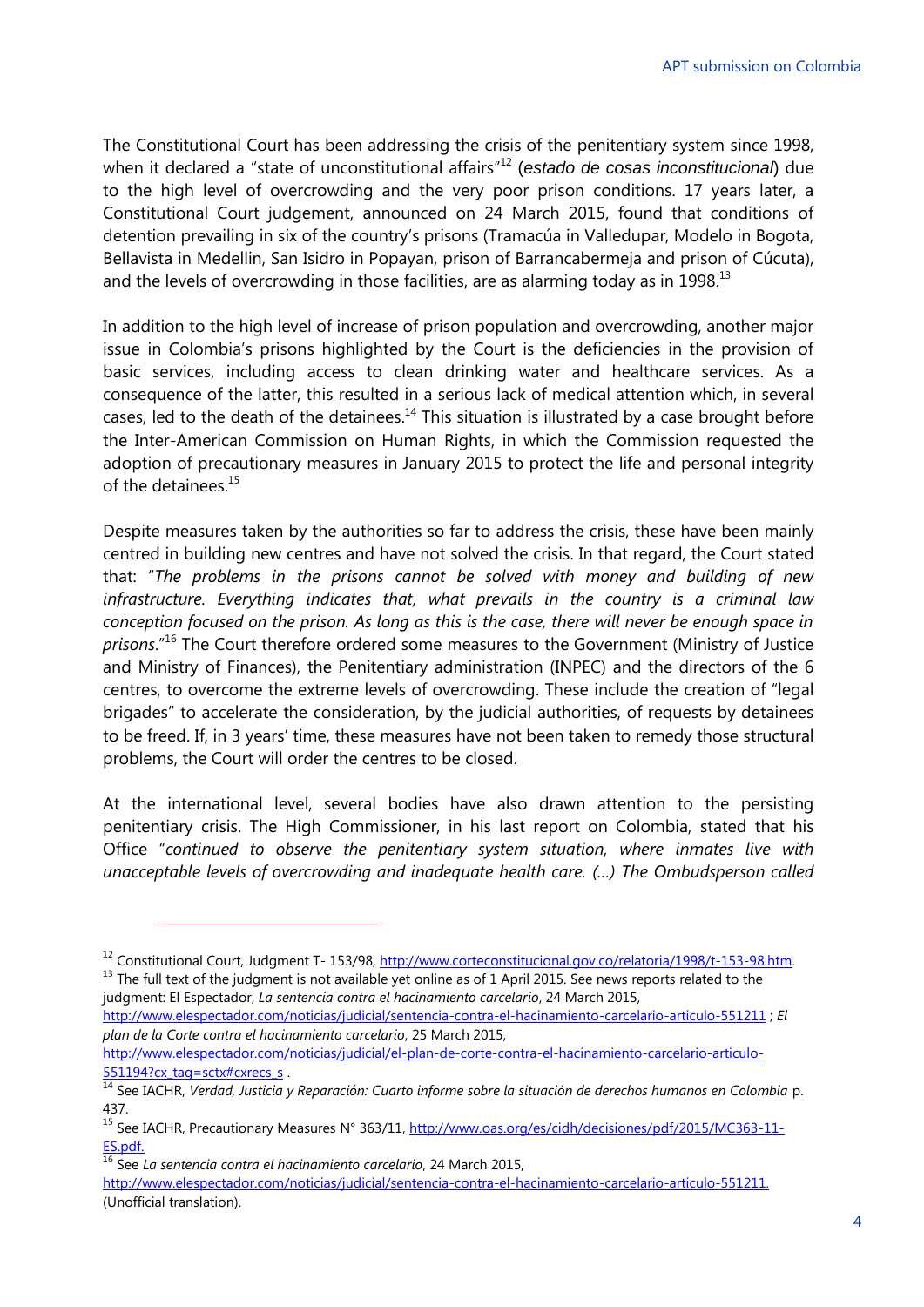The Constitutional Court has been addressing the crisis of the penitentiary system since 1998, when it declared a "state of unconstitutional affairs"[12] (*estado de cosas inconstitucional*) due to the high level of overcrowding and the very poor prison conditions. 17 years later, a Constitutional Court judgement, announced on 24 March 2015, found that conditions of detention prevailing in six of the country's prisons (Tramacúa in Valledupar, Modelo in Bogota, Bellavista in Medellin, San Isidro in Popayan, prison of Barrancabermeja and prison of Cúcuta), and the levels of overcrowding in those facilities, are as alarming today as in 1998.[13]

In addition to the high level of increase of prison population and overcrowding, another major issue in Colombia's prisons highlighted by the Court is the deficiencies in the provision of basic services, including access to clean drinking water and healthcare services. As a consequence of the latter, this resulted in a serious lack of medical attention which, in several cases, led to the death of the detainees.[14] This situation is illustrated by a case brought before the Inter-American Commission on Human Rights, in which the Commission requested the adoption of precautionary measures in January 2015 to protect the life and personal integrity of the detainees.[15]

Despite measures taken by the authorities so far to address the crisis, these have been mainly centred in building new centres and have not solved the crisis. In that regard, the Court stated that: "*The problems in the prisons cannot be solved with money and building of new infrastructure. Everything indicates that, what prevails in the country is a criminal law conception focused on the prison. As long as this is the case, there will never be enough space in prisons.*"[16] The Court therefore ordered some measures to the Government (Ministry of Justice and Ministry of Finances), the Penitentiary administration (INPEC) and the directors of the 6 centres, to overcome the extreme levels of overcrowding. These include the creation of "legal brigades" to accelerate the consideration, by the judicial authorities, of requests by detainees to be freed. If, in 3 years' time, these measures have not been taken to remedy those structural problems, the Court will order the centres to be closed.

At the international level, several bodies have also drawn attention to the persisting penitentiary crisis. The High Commissioner, in his last report on Colombia, stated that his Office "*continued to observe the penitentiary system situation, where inmates live with unacceptable levels of overcrowding and inadequate health care. (…) The Ombudsperson called*

---

[12] Constitutional Court, Judgment T- 153/98, http://www.corteconstitucional.gov.co/relatoria/1998/t-153-98.htm.

[13] The full text of the judgment is not available yet online as of 1 April 2015. See news reports related to the judgment: El Espectador, *La sentencia contra el hacinamiento carcelario*, 24 March 2015, http://www.elespectador.com/noticias/judicial/sentencia-contra-el-hacinamiento-carcelario-articulo-551211 ; *El plan de la Corte contra el hacinamiento carcelario*, 25 March 2015, http://www.elespectador.com/noticias/judicial/el-plan-de-corte-contra-el-hacinamiento-carcelario-articulo-551194?cx_tag=sctx#cxrecs_s .

[14] See IACHR, *Verdad, Justicia y Reparación: Cuarto informe sobre la situación de derechos humanos en Colombia* p. 437.

[15] See IACHR, Precautionary Measures N° 363/11, http://www.oas.org/es/cidh/decisiones/pdf/2015/MC363-11-ES.pdf.

[16] See *La sentencia contra el hacinamiento carcelario*, 24 March 2015, http://www.elespectador.com/noticias/judicial/sentencia-contra-el-hacinamiento-carcelario-articulo-551211. (Unofficial translation).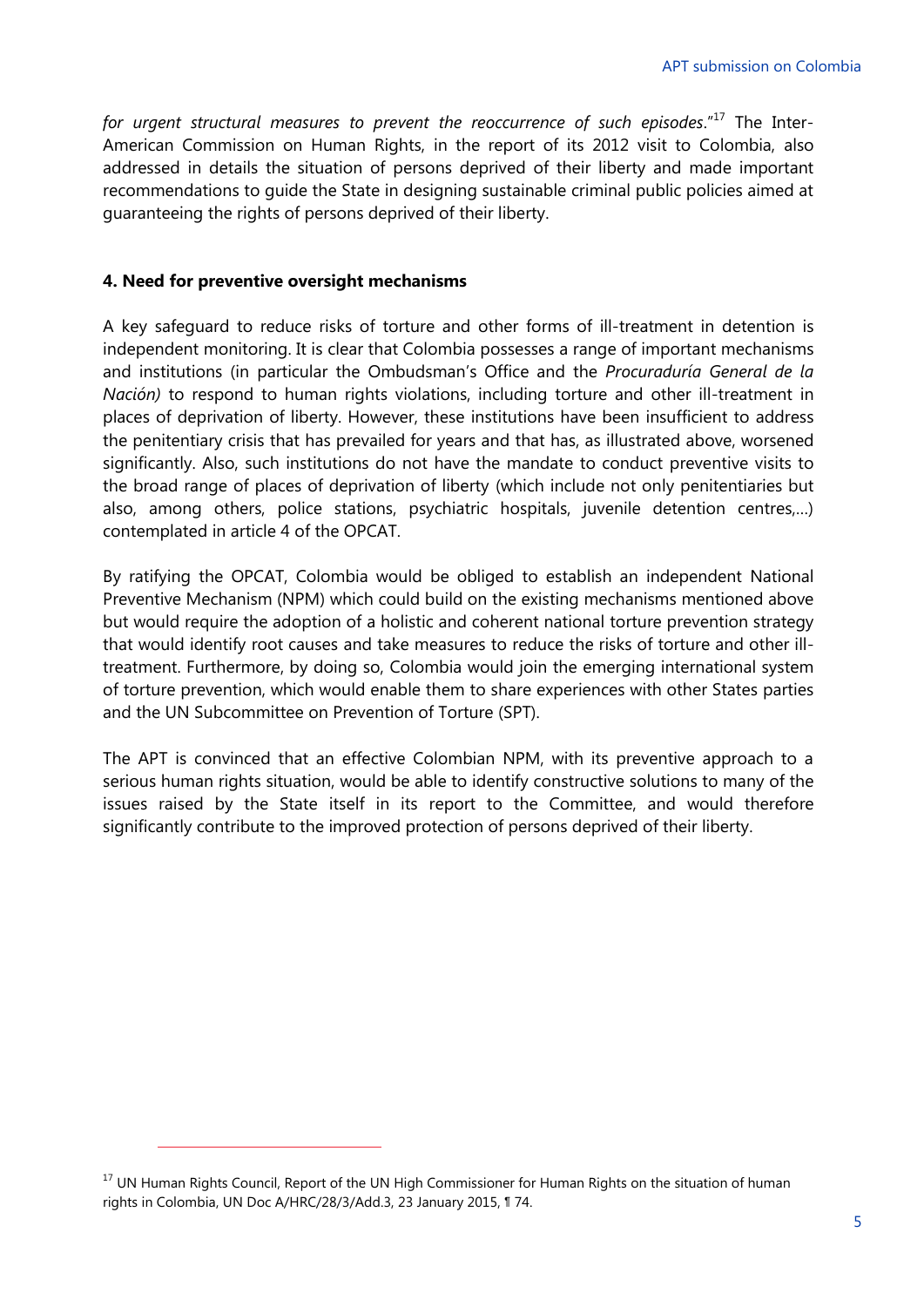*for urgent structural measures to prevent the reoccurrence of such episodes*."[17] The Inter-American Commission on Human Rights, in the report of its 2012 visit to Colombia, also addressed in details the situation of persons deprived of their liberty and made important recommendations to guide the State in designing sustainable criminal public policies aimed at guaranteeing the rights of persons deprived of their liberty.

#### 4. Need for preventive oversight mechanisms

A key safeguard to reduce risks of torture and other forms of ill-treatment in detention is independent monitoring. It is clear that Colombia possesses a range of important mechanisms and institutions (in particular the Ombudsman's Office and the *Procuraduría General de la Nación)* to respond to human rights violations, including torture and other ill-treatment in places of deprivation of liberty. However, these institutions have been insufficient to address the penitentiary crisis that has prevailed for years and that has, as illustrated above, worsened significantly. Also, such institutions do not have the mandate to conduct preventive visits to the broad range of places of deprivation of liberty (which include not only penitentiaries but also, among others, police stations, psychiatric hospitals, juvenile detention centres,…) contemplated in article 4 of the OPCAT.

By ratifying the OPCAT, Colombia would be obliged to establish an independent National Preventive Mechanism (NPM) which could build on the existing mechanisms mentioned above but would require the adoption of a holistic and coherent national torture prevention strategy that would identify root causes and take measures to reduce the risks of torture and other ill-treatment. Furthermore, by doing so, Colombia would join the emerging international system of torture prevention, which would enable them to share experiences with other States parties and the UN Subcommittee on Prevention of Torture (SPT).

The APT is convinced that an effective Colombian NPM, with its preventive approach to a serious human rights situation, would be able to identify constructive solutions to many of the issues raised by the State itself in its report to the Committee, and would therefore significantly contribute to the improved protection of persons deprived of their liberty.

---

[17] UN Human Rights Council, Report of the UN High Commissioner for Human Rights on the situation of human rights in Colombia, UN Doc A/HRC/28/3/Add.3, 23 January 2015, ¶ 74.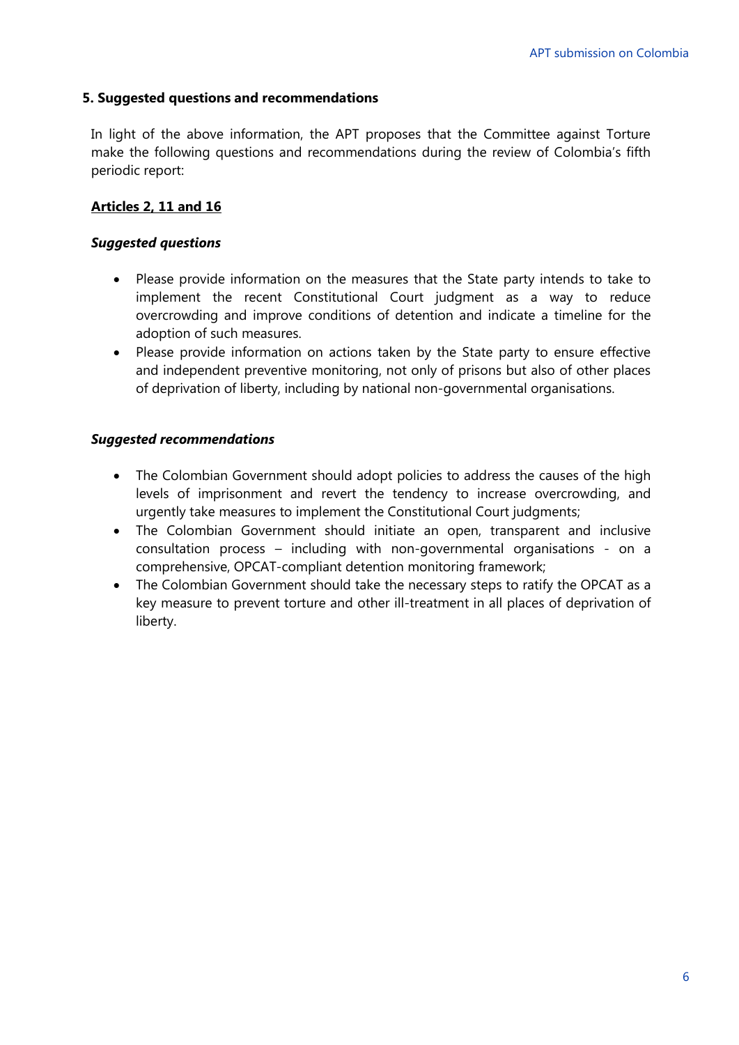## 5. Suggested questions and recommendations

In light of the above information, the APT proposes that the Committee against Torture make the following questions and recommendations during the review of Colombia's fifth periodic report:

### Articles 2, 11 and 16

#### *Suggested questions*

- Please provide information on the measures that the State party intends to take to implement the recent Constitutional Court judgment as a way to reduce overcrowding and improve conditions of detention and indicate a timeline for the adoption of such measures.
- Please provide information on actions taken by the State party to ensure effective and independent preventive monitoring, not only of prisons but also of other places of deprivation of liberty, including by national non-governmental organisations.

#### *Suggested recommendations*

- The Colombian Government should adopt policies to address the causes of the high levels of imprisonment and revert the tendency to increase overcrowding, and urgently take measures to implement the Constitutional Court judgments;
- The Colombian Government should initiate an open, transparent and inclusive consultation process – including with non-governmental organisations - on a comprehensive, OPCAT-compliant detention monitoring framework;
- The Colombian Government should take the necessary steps to ratify the OPCAT as a key measure to prevent torture and other ill-treatment in all places of deprivation of liberty.